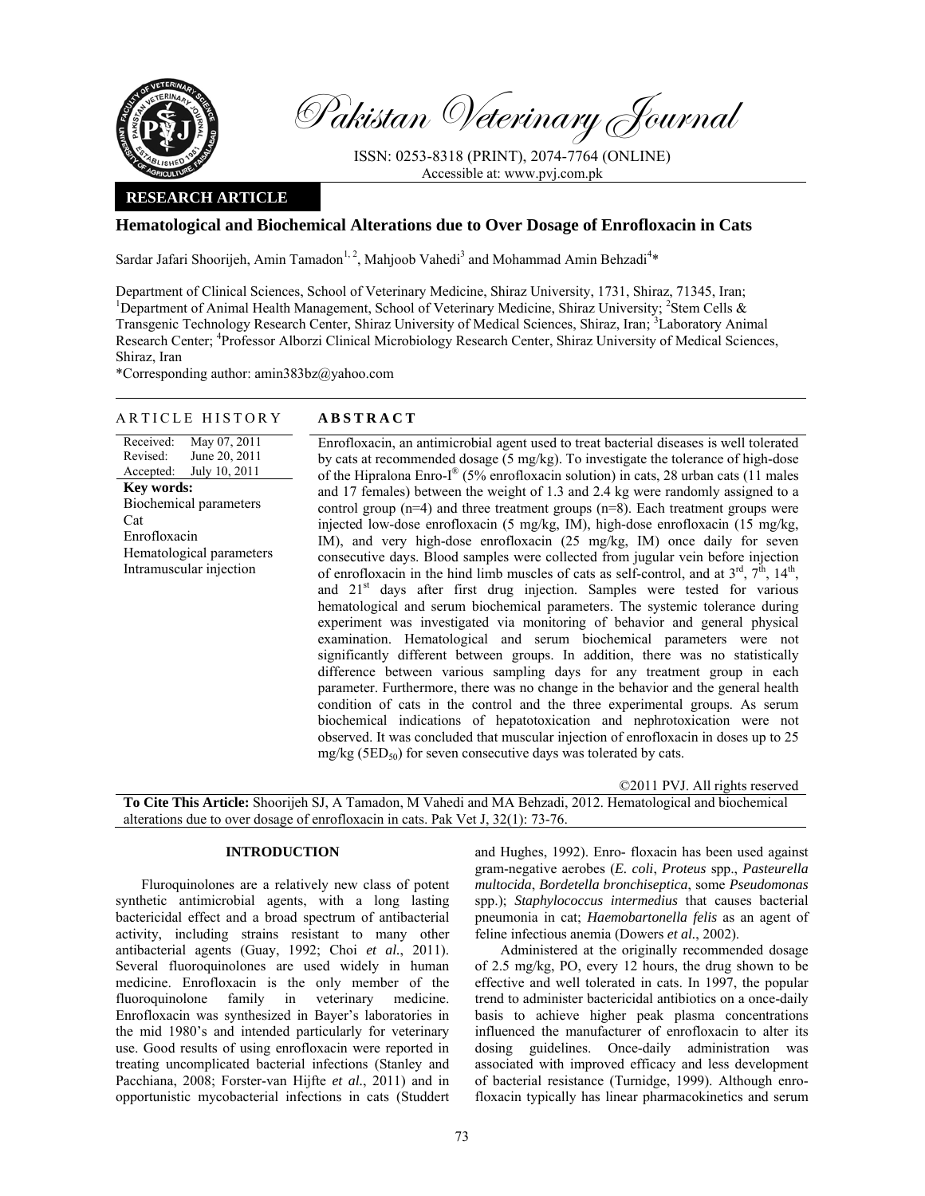Pakistan Veterinary Journal

ISSN: 0253-8318 (PRINT), 2074-7764 (ONLINE)
Accessible at: www.pvj.com.pk

**RESEARCH ARTICLE**

# Hematological and Biochemical Alterations due to Over Dosage of Enrofloxacin in Cats

Sardar Jafari Shoorijeh, Amin Tamadon[1, 2], Mahjoob Vahedi[3] and Mohammad Amin Behzadi[4]*

Department of Clinical Sciences, School of Veterinary Medicine, Shiraz University, 1731, Shiraz, 71345, Iran; [1]Department of Animal Health Management, School of Veterinary Medicine, Shiraz University; [2]Stem Cells & Transgenic Technology Research Center, Shiraz University of Medical Sciences, Shiraz, Iran; [3]Laboratory Animal Research Center; [4]Professor Alborzi Clinical Microbiology Research Center, Shiraz University of Medical Sciences, Shiraz, Iran

*Corresponding author: amin383bz@yahoo.com

## ARTICLE HISTORY

Received: May 07, 2011
Revised: June 20, 2011
Accepted: July 10, 2011

**Key words:**
Biochemical parameters
Cat
Enrofloxacin
Hematological parameters
Intramuscular injection

## ABSTRACT

Enrofloxacin, an antimicrobial agent used to treat bacterial diseases is well tolerated by cats at recommended dosage (5 mg/kg). To investigate the tolerance of high-dose of the Hipralona Enro-I® (5% enrofloxacin solution) in cats, 28 urban cats (11 males and 17 females) between the weight of 1.3 and 2.4 kg were randomly assigned to a control group (n=4) and three treatment groups (n=8). Each treatment groups were injected low-dose enrofloxacin (5 mg/kg, IM), high-dose enrofloxacin (15 mg/kg, IM), and very high-dose enrofloxacin (25 mg/kg, IM) once daily for seven consecutive days. Blood samples were collected from jugular vein before injection of enrofloxacin in the hind limb muscles of cats as self-control, and at 3rd, 7th, 14th, and 21st days after first drug injection. Samples were tested for various hematological and serum biochemical parameters. The systemic tolerance during experiment was investigated via monitoring of behavior and general physical examination. Hematological and serum biochemical parameters were not significantly different between groups. In addition, there was no statistically difference between various sampling days for any treatment group in each parameter. Furthermore, there was no change in the behavior and the general health condition of cats in the control and the three experimental groups. As serum biochemical indications of hepatotoxication and nephrotoxication were not observed. It was concluded that muscular injection of enrofloxacin in doses up to 25 mg/kg ($5ED_{50}$) for seven consecutive days was tolerated by cats.

©2011 PVJ. All rights reserved

**To Cite This Article:** Shoorijeh SJ, A Tamadon, M Vahedi and MA Behzadi, 2012. Hematological and biochemical alterations due to over dosage of enrofloxacin in cats. Pak Vet J, 32(1): 73-76.

## INTRODUCTION

Fluroquinolones are a relatively new class of potent synthetic antimicrobial agents, with a long lasting bactericidal effect and a broad spectrum of antibacterial activity, including strains resistant to many other antibacterial agents (Guay, 1992; Choi *et al.*, 2011). Several fluoroquinolones are used widely in human medicine. Enrofloxacin is the only member of the fluoroquinolone family in veterinary medicine. Enrofloxacin was synthesized in Bayer's laboratories in the mid 1980's and intended particularly for veterinary use. Good results of using enrofloxacin were reported in treating uncomplicated bacterial infections (Stanley and Pacchiana, 2008; Forster-van Hijfte *et al.*, 2011) and in opportunistic mycobacterial infections in cats (Studdert and Hughes, 1992). Enro- floxacin has been used against gram-negative aerobes (*E. coli*, *Proteus* spp., *Pasteurella multocida*, *Bordetella bronchiseptica*, some *Pseudomonas* spp.); *Staphylococcus intermedius* that causes bacterial pneumonia in cat; *Haemobartonella felis* as an agent of feline infectious anemia (Dowers *et al.*, 2002).

Administered at the originally recommended dosage of 2.5 mg/kg, PO, every 12 hours, the drug shown to be effective and well tolerated in cats. In 1997, the popular trend to administer bactericidal antibiotics on a once-daily basis to achieve higher peak plasma concentrations influenced the manufacturer of enrofloxacin to alter its dosing guidelines. Once-daily administration was associated with improved efficacy and less development of bacterial resistance (Turnidge, 1999). Although enro-floxacin typically has linear pharmacokinetics and serum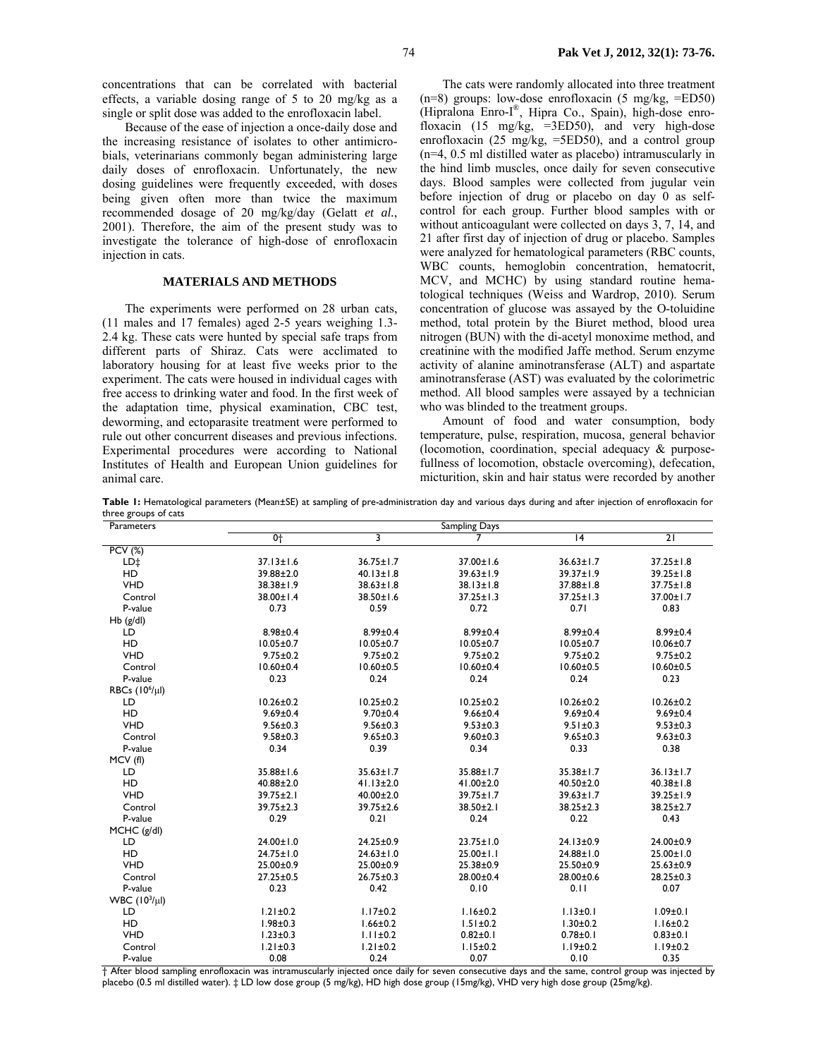concentrations that can be correlated with bacterial effects, a variable dosing range of 5 to 20 mg/kg as a single or split dose was added to the enrofloxacin label.

Because of the ease of injection a once-daily dose and the increasing resistance of isolates to other antimicrobials, veterinarians commonly began administering large daily doses of enrofloxacin. Unfortunately, the new dosing guidelines were frequently exceeded, with doses being given often more than twice the maximum recommended dosage of 20 mg/kg/day (Gelatt *et al*., 2001). Therefore, the aim of the present study was to investigate the tolerance of high-dose of enrofloxacin injection in cats.

## MATERIALS AND METHODS

The experiments were performed on 28 urban cats, (11 males and 17 females) aged 2-5 years weighing 1.3-2.4 kg. These cats were hunted by special safe traps from different parts of Shiraz. Cats were acclimated to laboratory housing for at least five weeks prior to the experiment. The cats were housed in individual cages with free access to drinking water and food. In the first week of the adaptation time, physical examination, CBC test, deworming, and ectoparasite treatment were performed to rule out other concurrent diseases and previous infections. Experimental procedures were according to National Institutes of Health and European Union guidelines for animal care.

The cats were randomly allocated into three treatment (n=8) groups: low-dose enrofloxacin (5 mg/kg, =ED50) (Hipralona Enro-I®, Hipra Co., Spain), high-dose enrofloxacin (15 mg/kg, =3ED50), and very high-dose enrofloxacin (25 mg/kg, =5ED50), and a control group (n=4, 0.5 ml distilled water as placebo) intramuscularly in the hind limb muscles, once daily for seven consecutive days. Blood samples were collected from jugular vein before injection of drug or placebo on day 0 as self-control for each group. Further blood samples with or without anticoagulant were collected on days 3, 7, 14, and 21 after first day of injection of drug or placebo. Samples were analyzed for hematological parameters (RBC counts, WBC counts, hemoglobin concentration, hematocrit, MCV, and MCHC) by using standard routine hematological techniques (Weiss and Wardrop, 2010). Serum concentration of glucose was assayed by the O-toluidine method, total protein by the Biuret method, blood urea nitrogen (BUN) with the di-acetyl monoxime method, and creatinine with the modified Jaffe method. Serum enzyme activity of alanine aminotransferase (ALT) and aspartate aminotransferase (AST) was evaluated by the colorimetric method. All blood samples were assayed by a technician who was blinded to the treatment groups.

Amount of food and water consumption, body temperature, pulse, respiration, mucosa, general behavior (locomotion, coordination, special adequacy & purposefullness of locomotion, obstacle overcoming), defecation, micturition, skin and hair status were recorded by another

**Table 1:** Hematological parameters (Mean±SE) at sampling of pre-administration day and various days during and after injection of enrofloxacin for three groups of cats

| Parameters | Sampling Days | | | | |
|---|---|---|---|---|---|
| | 0† | 3 | 7 | 14 | 21 |
| PCV (%) | | | | | |
| LD‡ | 37.13±1.6 | 36.75±1.7 | 37.00±1.6 | 36.63±1.7 | 37.25±1.8 |
| HD | 39.88±2.0 | 40.13±1.8 | 39.63±1.9 | 39.37±1.9 | 39.25±1.8 |
| VHD | 38.38±1.9 | 38.63±1.8 | 38.13±1.8 | 37.88±1.8 | 37.75±1.8 |
| Control | 38.00±1.4 | 38.50±1.6 | 37.25±1.3 | 37.25±1.3 | 37.00±1.7 |
| P-value | 0.73 | 0.59 | 0.72 | 0.71 | 0.83 |
| Hb (g/dl) | | | | | |
| LD | 8.98±0.4 | 8.99±0.4 | 8.99±0.4 | 8.99±0.4 | 8.99±0.4 |
| HD | 10.05±0.7 | 10.05±0.7 | 10.05±0.7 | 10.05±0.7 | 10.06±0.7 |
| VHD | 9.75±0.2 | 9.75±0.2 | 9.75±0.2 | 9.75±0.2 | 9.75±0.2 |
| Control | 10.60±0.4 | 10.60±0.5 | 10.60±0.4 | 10.60±0.5 | 10.60±0.5 |
| P-value | 0.23 | 0.24 | 0.24 | 0.24 | 0.23 |
| RBCs ($10^6$/μl) | | | | | |
| LD | 10.26±0.2 | 10.25±0.2 | 10.25±0.2 | 10.26±0.2 | 10.26±0.2 |
| HD | 9.69±0.4 | 9.70±0.4 | 9.66±0.4 | 9.69±0.4 | 9.69±0.4 |
| VHD | 9.56±0.3 | 9.56±0.3 | 9.53±0.3 | 9.51±0.3 | 9.53±0.3 |
| Control | 9.58±0.3 | 9.65±0.3 | 9.60±0.3 | 9.65±0.3 | 9.63±0.3 |
| P-value | 0.34 | 0.39 | 0.34 | 0.33 | 0.38 |
| MCV (fl) | | | | | |
| LD | 35.88±1.6 | 35.63±1.7 | 35.88±1.7 | 35.38±1.7 | 36.13±1.7 |
| HD | 40.88±2.0 | 41.13±2.0 | 41.00±2.0 | 40.50±2.0 | 40.38±1.8 |
| VHD | 39.75±2.1 | 40.00±2.0 | 39.75±1.7 | 39.63±1.7 | 39.25±1.9 |
| Control | 39.75±2.3 | 39.75±2.6 | 38.50±2.1 | 38.25±2.3 | 38.25±2.7 |
| P-value | 0.29 | 0.21 | 0.24 | 0.22 | 0.43 |
| MCHC (g/dl) | | | | | |
| LD | 24.00±1.0 | 24.25±0.9 | 23.75±1.0 | 24.13±0.9 | 24.00±0.9 |
| HD | 24.75±1.0 | 24.63±1.0 | 25.00±1.1 | 24.88±1.0 | 25.00±1.0 |
| VHD | 25.00±0.9 | 25.00±0.9 | 25.38±0.9 | 25.50±0.9 | 25.63±0.9 |
| Control | 27.25±0.5 | 26.75±0.3 | 28.00±0.4 | 28.00±0.6 | 28.25±0.3 |
| P-value | 0.23 | 0.42 | 0.10 | 0.11 | 0.07 |
| WBC ($10^3$/μl) | | | | | |
| LD | 1.21±0.2 | 1.17±0.2 | 1.16±0.2 | 1.13±0.1 | 1.09±0.1 |
| HD | 1.98±0.3 | 1.66±0.2 | 1.51±0.2 | 1.30±0.2 | 1.16±0.2 |
| VHD | 1.23±0.3 | 1.11±0.2 | 0.82±0.1 | 0.78±0.1 | 0.83±0.1 |
| Control | 1.21±0.3 | 1.21±0.2 | 1.15±0.2 | 1.19±0.2 | 1.19±0.2 |
| P-value | 0.08 | 0.24 | 0.07 | 0.10 | 0.35 |

† After blood sampling enrofloxacin was intramuscularly injected once daily for seven consecutive days and the same, control group was injected by placebo (0.5 ml distilled water). ‡ LD low dose group (5 mg/kg), HD high dose group (15mg/kg), VHD very high dose group (25mg/kg).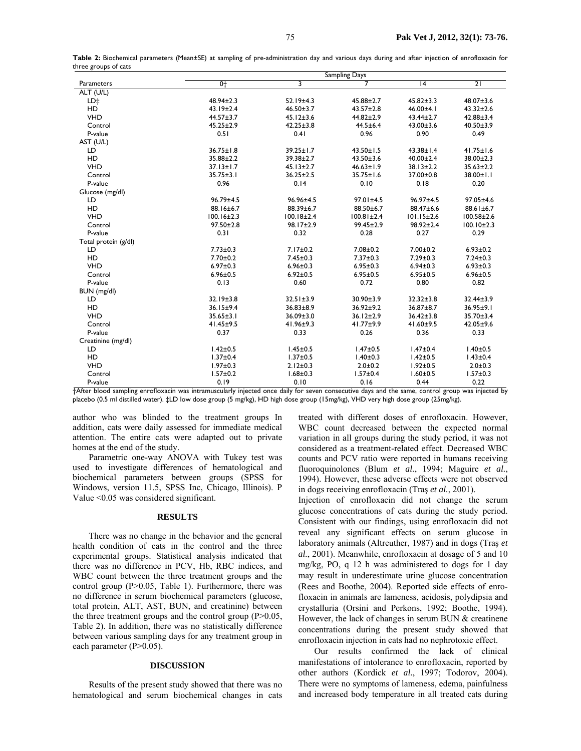**Table 2:** Biochemical parameters (Mean±SE) at sampling of pre-administration day and various days during and after injection of enrofloxacin for three groups of cats

| Parameters | Sampling Days | | | | |
|---|---|---|---|---|---|
| | 0† | 3 | 7 | 14 | 21 |
| ALT (U/L) | | | | | |
| LD‡ | 48.94±2.3 | 52.19±4.3 | 45.88±2.7 | 45.82±3.3 | 48.07±3.6 |
| HD | 43.19±2.4 | 46.50±3.7 | 43.57±2.8 | 46.00±4.1 | 43.32±2.6 |
| VHD | 44.57±3.7 | 45.12±3.6 | 44.82±2.9 | 43.44±2.7 | 42.88±3.4 |
| Control | 45.25±2.9 | 42.25±3.8 | 44.5±6.4 | 43.00±3.6 | 40.50±3.9 |
| P-value | 0.51 | 0.41 | 0.96 | 0.90 | 0.49 |
| AST (U/L) | | | | | |
| LD | 36.75±1.8 | 39.25±1.7 | 43.50±1.5 | 43.38±1.4 | 41.75±1.6 |
| HD | 35.88±2.2 | 39.38±2.7 | 43.50±3.6 | 40.00±2.4 | 38.00±2.3 |
| VHD | 37.13±1.7 | 45.13±2.7 | 46.63±1.9 | 38.13±2.2 | 35.63±2.2 |
| Control | 35.75±3.1 | 36.25±2.5 | 35.75±1.6 | 37.00±0.8 | 38.00±1.1 |
| P-value | 0.96 | 0.14 | 0.10 | 0.18 | 0.20 |
| Glucose (mg/dl) | | | | | |
| LD | 96.79±4.5 | 96.96±4.5 | 97.01±4.5 | 96.97±4.5 | 97.05±4.6 |
| HD | 88.16±6.7 | 88.39±6.7 | 88.50±6.7 | 88.47±6.6 | 88.61±6.7 |
| VHD | 100.16±2.3 | 100.18±2.4 | 100.81±2.4 | 101.15±2.6 | 100.58±2.6 |
| Control | 97.50±2.8 | 98.17±2.9 | 99.45±2.9 | 98.92±2.4 | 100.10±2.3 |
| P-value | 0.31 | 0.32 | 0.28 | 0.27 | 0.29 |
| Total protein (g/dl) | | | | | |
| LD | 7.73±0.3 | 7.17±0.2 | 7.08±0.2 | 7.00±0.2 | 6.93±0.2 |
| HD | 7.70±0.2 | 7.45±0.3 | 7.37±0.3 | 7.29±0.3 | 7.24±0.3 |
| VHD | 6.97±0.3 | 6.96±0.3 | 6.95±0.3 | 6.94±0.3 | 6.93±0.3 |
| Control | 6.96±0.5 | 6.92±0.5 | 6.95±0.5 | 6.95±0.5 | 6.96±0.5 |
| P-value | 0.13 | 0.60 | 0.72 | 0.80 | 0.82 |
| BUN (mg/dl) | | | | | |
| LD | 32.19±3.8 | 32.51±3.9 | 30.90±3.9 | 32.32±3.8 | 32.44±3.9 |
| HD | 36.15±9.4 | 36.83±8.9 | 36.92±9.2 | 36.87±8.7 | 36.95±9.1 |
| VHD | 35.65±3.1 | 36.09±3.0 | 36.12±2.9 | 36.42±3.8 | 35.70±3.4 |
| Control | 41.45±9.5 | 41.96±9.3 | 41.77±9.9 | 41.60±9.5 | 42.05±9.6 |
| P-value | 0.37 | 0.33 | 0.26 | 0.36 | 0.33 |
| Creatinine (mg/dl) | | | | | |
| LD | 1.42±0.5 | 1.45±0.5 | 1.47±0.5 | 1.47±0.4 | 1.40±0.5 |
| HD | 1.37±0.4 | 1.37±0.5 | 1.40±0.3 | 1.42±0.5 | 1.43±0.4 |
| VHD | 1.97±0.3 | 2.12±0.3 | 2.0±0.2 | 1.92±0.5 | 2.0±0.3 |
| Control | 1.57±0.2 | 1.68±0.3 | 1.57±0.4 | 1.60±0.5 | 1.57±0.3 |
| P-value | 0.19 | 0.10 | 0.16 | 0.44 | 0.22 |

†After blood sampling enrofloxacin was intramuscularly injected once daily for seven consecutive days and the same, control group was injected by placebo (0.5 ml distilled water). ‡LD low dose group (5 mg/kg), HD high dose group (15mg/kg), VHD very high dose group (25mg/kg).

author who was blinded to the treatment groups In addition, cats were daily assessed for immediate medical attention. The entire cats were adapted out to private homes at the end of the study.

Parametric one-way ANOVA with Tukey test was used to investigate differences of hematological and biochemical parameters between groups (SPSS for Windows, version 11.5, SPSS Inc, Chicago, Illinois). P Value <0.05 was considered significant.

## RESULTS

There was no change in the behavior and the general health condition of cats in the control and the three experimental groups. Statistical analysis indicated that there was no difference in PCV, Hb, RBC indices, and WBC count between the three treatment groups and the control group (P>0.05, Table 1). Furthermore, there was no difference in serum biochemical parameters (glucose, total protein, ALT, AST, BUN, and creatinine) between the three treatment groups and the control group (P>0.05, Table 2). In addition, there was no statistically difference between various sampling days for any treatment group in each parameter (P>0.05).

## DISCUSSION

Results of the present study showed that there was no hematological and serum biochemical changes in cats treated with different doses of enrofloxacin. However, WBC count decreased between the expected normal variation in all groups during the study period, it was not considered as a treatment-related effect. Decreased WBC counts and PCV ratio were reported in humans receiving fluoroquinolones (Blum *et al.*, 1994; Maguire *et al.*, 1994). However, these adverse effects were not observed in dogs receiving enrofloxacin (Traş *et al.*, 2001).

Injection of enrofloxacin did not change the serum glucose concentrations of cats during the study period. Consistent with our findings, using enrofloxacin did not reveal any significant effects on serum glucose in laboratory animals (Altreuther, 1987) and in dogs (Traş *et al.*, 2001). Meanwhile, enrofloxacin at dosage of 5 and 10 mg/kg, PO, q 12 h was administered to dogs for 1 day may result in underestimate urine glucose concentration (Rees and Boothe, 2004). Reported side effects of enrofloxacin in animals are lameness, acidosis, polydipsia and crystalluria (Orsini and Perkons, 1992; Boothe, 1994). However, the lack of changes in serum BUN & creatinene concentrations during the present study showed that enrofloxacin injection in cats had no nephrotoxic effect.

Our results confirmed the lack of clinical manifestations of intolerance to enrofloxacin, reported by other authors (Kordick *et al.*, 1997; Todorov, 2004). There were no symptoms of lameness, edema, painfulness and increased body temperature in all treated cats during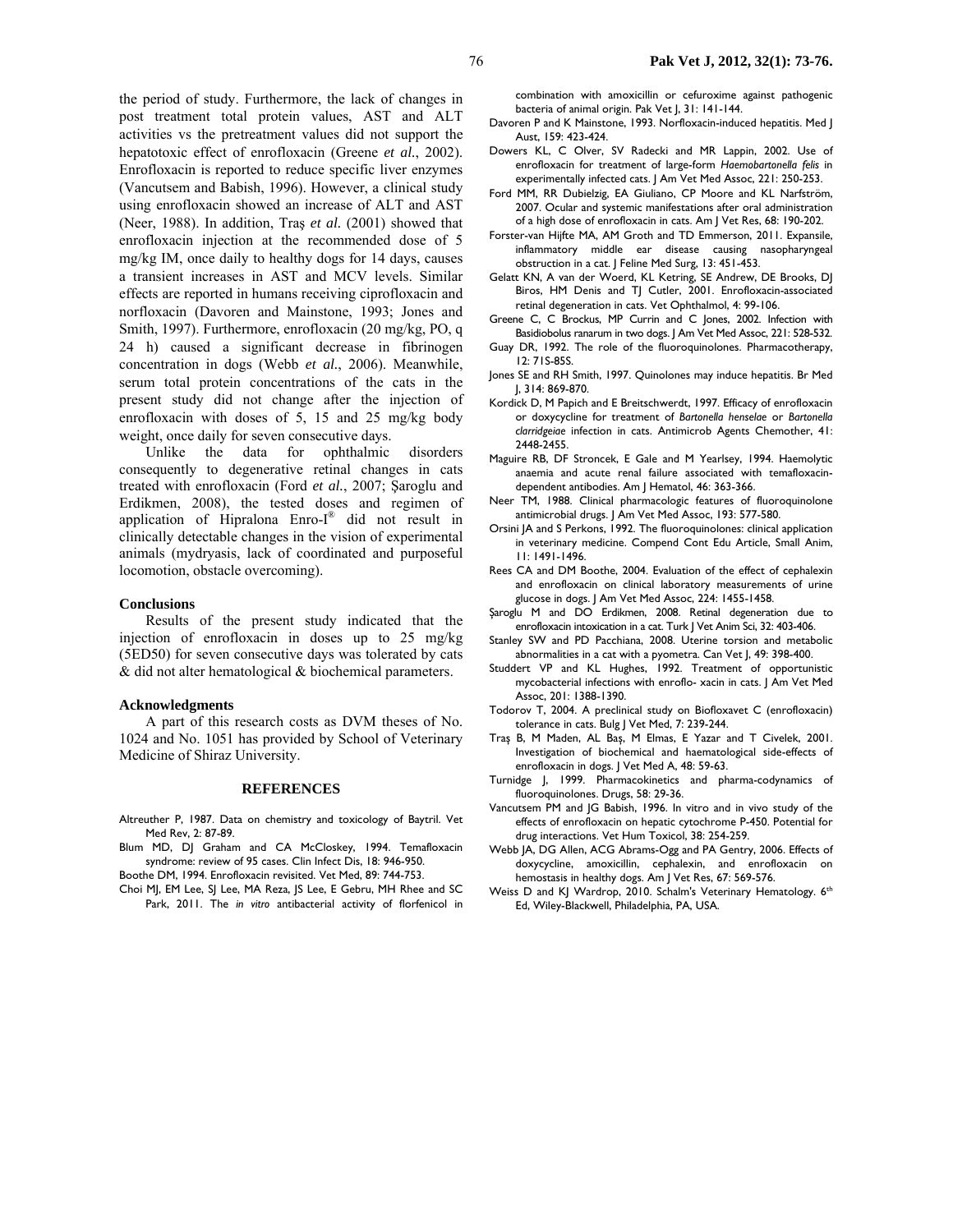the period of study. Furthermore, the lack of changes in post treatment total protein values, AST and ALT activities vs the pretreatment values did not support the hepatotoxic effect of enrofloxacin (Greene *et al.*, 2002). Enrofloxacin is reported to reduce specific liver enzymes (Vancutsem and Babish, 1996). However, a clinical study using enrofloxacin showed an increase of ALT and AST (Neer, 1988). In addition, Traş *et al.* (2001) showed that enrofloxacin injection at the recommended dose of 5 mg/kg IM, once daily to healthy dogs for 14 days, causes a transient increases in AST and MCV levels. Similar effects are reported in humans receiving ciprofloxacin and norfloxacin (Davoren and Mainstone, 1993; Jones and Smith, 1997). Furthermore, enrofloxacin (20 mg/kg, PO, q 24 h) caused a significant decrease in fibrinogen concentration in dogs (Webb *et al.*, 2006). Meanwhile, serum total protein concentrations of the cats in the present study did not change after the injection of enrofloxacin with doses of 5, 15 and 25 mg/kg body weight, once daily for seven consecutive days.

Unlike the data for ophthalmic disorders consequently to degenerative retinal changes in cats treated with enrofloxacin (Ford *et al.*, 2007; Şaroglu and Erdikmen, 2008), the tested doses and regimen of application of Hipralona Enro-I® did not result in clinically detectable changes in the vision of experimental animals (mydryasis, lack of coordinated and purposeful locomotion, obstacle overcoming).

## Conclusions

Results of the present study indicated that the injection of enrofloxacin in doses up to 25 mg/kg (5ED50) for seven consecutive days was tolerated by cats & did not alter hematological & biochemical parameters.

## Acknowledgments

A part of this research costs as DVM theses of No. 1024 and No. 1051 has provided by School of Veterinary Medicine of Shiraz University.

## REFERENCES

Altreuther P, 1987. Data on chemistry and toxicology of Baytril. Vet Med Rev, 2: 87-89.

Blum MD, DJ Graham and CA McCloskey, 1994. Temafloxacin syndrome: review of 95 cases. Clin Infect Dis, 18: 946-950.

Boothe DM, 1994. Enrofloxacin revisited. Vet Med, 89: 744-753.

Choi MJ, EM Lee, SJ Lee, MA Reza, JS Lee, E Gebru, MH Rhee and SC Park, 2011. The *in vitro* antibacterial activity of florfenicol in combination with amoxicillin or cefuroxime against pathogenic bacteria of animal origin. Pak Vet J, 31: 141-144.

Davoren P and K Mainstone, 1993. Norfloxacin-induced hepatitis. Med J Aust, 159: 423-424.

Dowers KL, C Olver, SV Radecki and MR Lappin, 2002. Use of enrofloxacin for treatment of large-form *Haemobartonella felis* in experimentally infected cats. J Am Vet Med Assoc, 221: 250-253.

Ford MM, RR Dubielzig, EA Giuliano, CP Moore and KL Narfström, 2007. Ocular and systemic manifestations after oral administration of a high dose of enrofloxacin in cats. Am J Vet Res, 68: 190-202.

Forster-van Hijfte MA, AM Groth and TD Emmerson, 2011. Expansile, inflammatory middle ear disease causing nasopharyngeal obstruction in a cat. J Feline Med Surg, 13: 451-453.

Gelatt KN, A van der Woerd, KL Ketring, SE Andrew, DE Brooks, DJ Biros, HM Denis and TJ Cutler, 2001. Enrofloxacin-associated retinal degeneration in cats. Vet Ophthalmol, 4: 99-106.

Greene C, C Brockus, MP Currin and C Jones, 2002. Infection with Basidiobolus ranarum in two dogs. J Am Vet Med Assoc, 221: 528-532.

Guay DR, 1992. The role of the fluoroquinolones. Pharmacotherapy, 12: 71S-85S.

Jones SE and RH Smith, 1997. Quinolones may induce hepatitis. Br Med J, 314: 869-870.

Kordick D, M Papich and E Breitschwerdt, 1997. Efficacy of enrofloxacin or doxycycline for treatment of *Bartonella henselae* or *Bartonella clarridgeiae* infection in cats. Antimicrob Agents Chemother, 41: 2448-2455.

Maguire RB, DF Stroncek, E Gale and M Yearlsey, 1994. Haemolytic anaemia and acute renal failure associated with temafloxacin-dependent antibodies. Am J Hematol, 46: 363-366.

Neer TM, 1988. Clinical pharmacologic features of fluoroquinolone antimicrobial drugs. J Am Vet Med Assoc, 193: 577-580.

Orsini JA and S Perkons, 1992. The fluoroquinolones: clinical application in veterinary medicine. Compend Cont Edu Article, Small Anim, 11: 1491-1496.

Rees CA and DM Boothe, 2004. Evaluation of the effect of cephalexin and enrofloxacin on clinical laboratory measurements of urine glucose in dogs. J Am Vet Med Assoc, 224: 1455-1458.

Şaroglu M and DO Erdikmen, 2008. Retinal degeneration due to enrofloxacin intoxication in a cat. Turk J Vet Anim Sci, 32: 403-406.

Stanley SW and PD Pacchiana, 2008. Uterine torsion and metabolic abnormalities in a cat with a pyometra. Can Vet J, 49: 398-400.

Studdert VP and KL Hughes, 1992. Treatment of opportunistic mycobacterial infections with enroflo- xacin in cats. J Am Vet Med Assoc, 201: 1388-1390.

Todorov T, 2004. A preclinical study on Biofloxavet C (enrofloxacin) tolerance in cats. Bulg J Vet Med, 7: 239-244.

Traş B, M Maden, AL Baş, M Elmas, E Yazar and T Civelek, 2001. Investigation of biochemical and haematological side-effects of enrofloxacin in dogs. J Vet Med A, 48: 59-63.

Turnidge J, 1999. Pharmacokinetics and pharma-codynamics of fluoroquinolones. Drugs, 58: 29-36.

Vancutsem PM and JG Babish, 1996. In vitro and in vivo study of the effects of enrofloxacin on hepatic cytochrome P-450. Potential for drug interactions. Vet Hum Toxicol, 38: 254-259.

Webb JA, DG Allen, ACG Abrams-Ogg and PA Gentry, 2006. Effects of doxycycline, amoxicillin, cephalexin, and enrofloxacin on hemostasis in healthy dogs. Am J Vet Res, 67: 569-576.

Weiss D and KJ Wardrop, 2010. Schalm's Veterinary Hematology. 6th Ed, Wiley-Blackwell, Philadelphia, PA, USA.